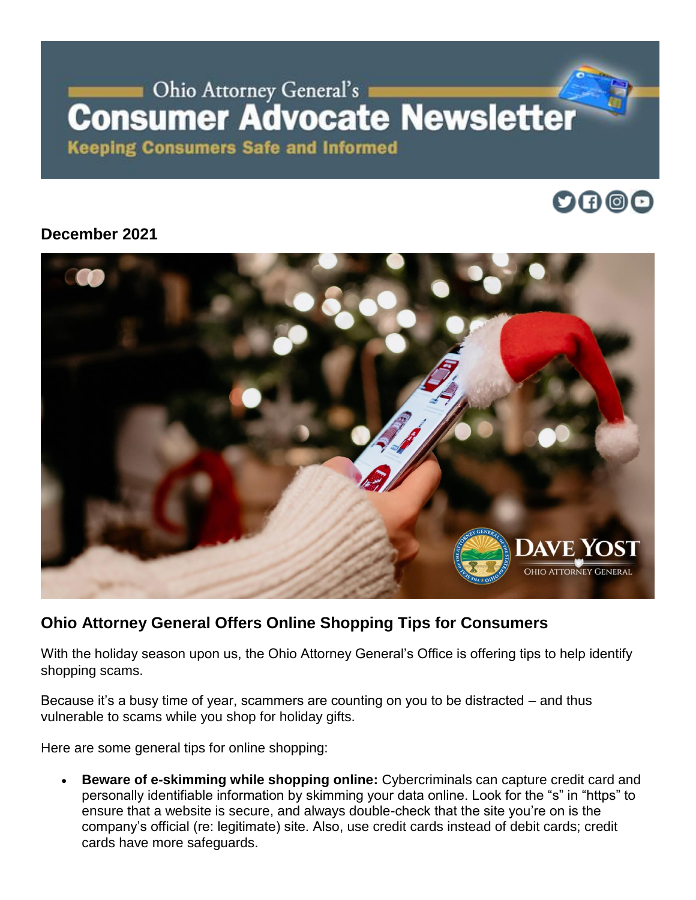# Ohio Attorney General's Consumer Advocate Newsletter

**Keeping Consumers Safe and Informed**

## December 2021

## Ohio Attorney General Offers Online Shopping Tips for Consumers

With the holiday season upon us, the Ohio Attorney General's Office is offering tips to help identify shopping scams.

Because it's a busy time of year, scammers are counting on you to be distracted – and thus vulnerable to scams while you shop for holiday gifts.

Here are some general tips for online shopping:

- **Beware of e-skimming while shopping online:** Cybercriminals can capture credit card and personally identifiable information by skimming your data online. Look for the "s" in "https" to ensure that a website is secure, and always double-check that the site you're on is the company's official (re: legitimate) site. Also, use credit cards instead of debit cards; credit cards have more safeguards.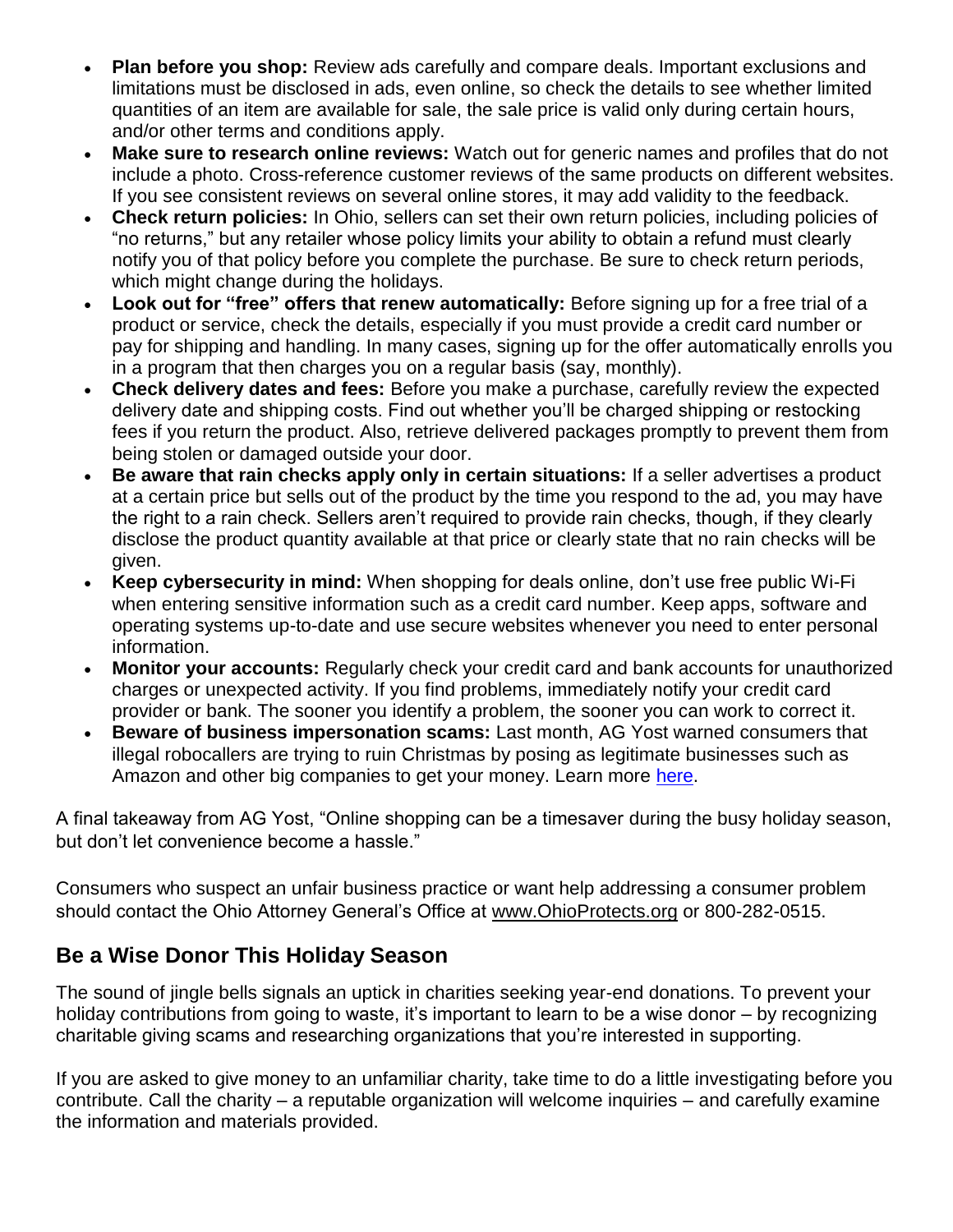- **Plan before you shop:** Review ads carefully and compare deals. Important exclusions and limitations must be disclosed in ads, even online, so check the details to see whether limited quantities of an item are available for sale, the sale price is valid only during certain hours, and/or other terms and conditions apply.
- **Make sure to research online reviews:** Watch out for generic names and profiles that do not include a photo. Cross-reference customer reviews of the same products on different websites. If you see consistent reviews on several online stores, it may add validity to the feedback.
- **Check return policies:** In Ohio, sellers can set their own return policies, including policies of "no returns," but any retailer whose policy limits your ability to obtain a refund must clearly notify you of that policy before you complete the purchase. Be sure to check return periods, which might change during the holidays.
- **Look out for "free" offers that renew automatically:** Before signing up for a free trial of a product or service, check the details, especially if you must provide a credit card number or pay for shipping and handling. In many cases, signing up for the offer automatically enrolls you in a program that then charges you on a regular basis (say, monthly).
- **Check delivery dates and fees:** Before you make a purchase, carefully review the expected delivery date and shipping costs. Find out whether you'll be charged shipping or restocking fees if you return the product. Also, retrieve delivered packages promptly to prevent them from being stolen or damaged outside your door.
- **Be aware that rain checks apply only in certain situations:** If a seller advertises a product at a certain price but sells out of the product by the time you respond to the ad, you may have the right to a rain check. Sellers aren't required to provide rain checks, though, if they clearly disclose the product quantity available at that price or clearly state that no rain checks will be given.
- **Keep cybersecurity in mind:** When shopping for deals online, don't use free public Wi-Fi when entering sensitive information such as a credit card number. Keep apps, software and operating systems up-to-date and use secure websites whenever you need to enter personal information.
- **Monitor your accounts:** Regularly check your credit card and bank accounts for unauthorized charges or unexpected activity. If you find problems, immediately notify your credit card provider or bank. The sooner you identify a problem, the sooner you can work to correct it.
- **Beware of business impersonation scams:** Last month, AG Yost warned consumers that illegal robocallers are trying to ruin Christmas by posing as legitimate businesses such as Amazon and other big companies to get your money. Learn more here.

A final takeaway from AG Yost, "Online shopping can be a timesaver during the busy holiday season, but don't let convenience become a hassle."

Consumers who suspect an unfair business practice or want help addressing a consumer problem should contact the Ohio Attorney General's Office at www.OhioProtects.org or 800-282-0515.

## Be a Wise Donor This Holiday Season

The sound of jingle bells signals an uptick in charities seeking year-end donations. To prevent your holiday contributions from going to waste, it's important to learn to be a wise donor – by recognizing charitable giving scams and researching organizations that you're interested in supporting.

If you are asked to give money to an unfamiliar charity, take time to do a little investigating before you contribute. Call the charity – a reputable organization will welcome inquiries – and carefully examine the information and materials provided.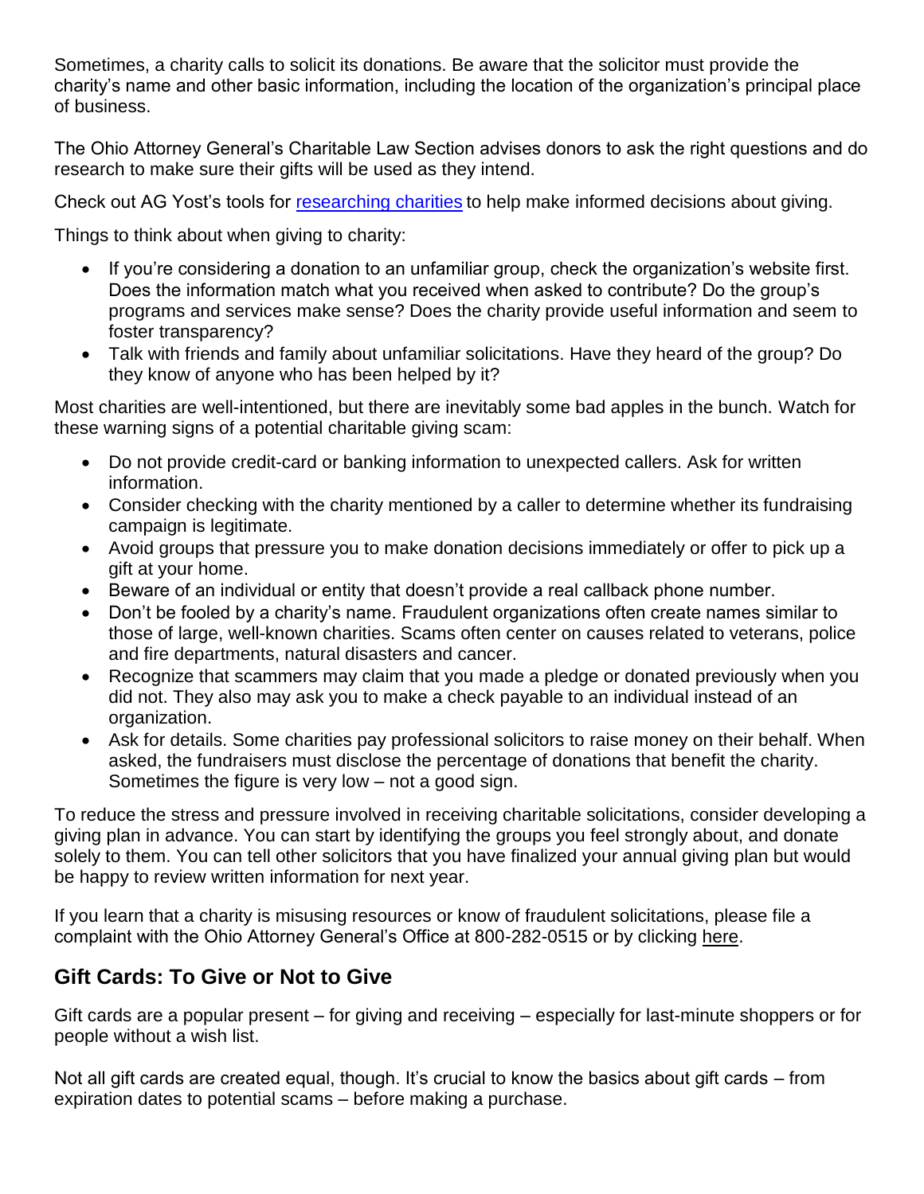Sometimes, a charity calls to solicit its donations. Be aware that the solicitor must provide the charity's name and other basic information, including the location of the organization's principal place of business.

The Ohio Attorney General's Charitable Law Section advises donors to ask the right questions and do research to make sure their gifts will be used as they intend.

Check out AG Yost's tools for [researching charities](researching charities) to help make informed decisions about giving.

Things to think about when giving to charity:

- If you're considering a donation to an unfamiliar group, check the organization's website first. Does the information match what you received when asked to contribute? Do the group's programs and services make sense? Does the charity provide useful information and seem to foster transparency?
- Talk with friends and family about unfamiliar solicitations. Have they heard of the group? Do they know of anyone who has been helped by it?

Most charities are well-intentioned, but there are inevitably some bad apples in the bunch. Watch for these warning signs of a potential charitable giving scam:

- Do not provide credit-card or banking information to unexpected callers. Ask for written information.
- Consider checking with the charity mentioned by a caller to determine whether its fundraising campaign is legitimate.
- Avoid groups that pressure you to make donation decisions immediately or offer to pick up a gift at your home.
- Beware of an individual or entity that doesn't provide a real callback phone number.
- Don't be fooled by a charity's name. Fraudulent organizations often create names similar to those of large, well-known charities. Scams often center on causes related to veterans, police and fire departments, natural disasters and cancer.
- Recognize that scammers may claim that you made a pledge or donated previously when you did not. They also may ask you to make a check payable to an individual instead of an organization.
- Ask for details. Some charities pay professional solicitors to raise money on their behalf. When asked, the fundraisers must disclose the percentage of donations that benefit the charity. Sometimes the figure is very low – not a good sign.

To reduce the stress and pressure involved in receiving charitable solicitations, consider developing a giving plan in advance. You can start by identifying the groups you feel strongly about, and donate solely to them. You can tell other solicitors that you have finalized your annual giving plan but would be happy to review written information for next year.

If you learn that a charity is misusing resources or know of fraudulent solicitations, please file a complaint with the Ohio Attorney General's Office at 800-282-0515 or by clicking here.

## Gift Cards: To Give or Not to Give

Gift cards are a popular present – for giving and receiving – especially for last-minute shoppers or for people without a wish list.

Not all gift cards are created equal, though. It's crucial to know the basics about gift cards – from expiration dates to potential scams – before making a purchase.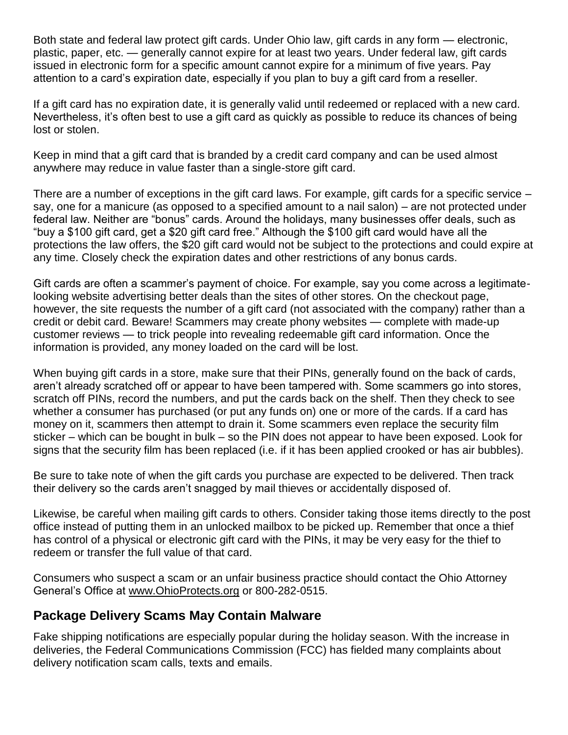Both state and federal law protect gift cards. Under Ohio law, gift cards in any form — electronic, plastic, paper, etc. — generally cannot expire for at least two years. Under federal law, gift cards issued in electronic form for a specific amount cannot expire for a minimum of five years. Pay attention to a card's expiration date, especially if you plan to buy a gift card from a reseller.

If a gift card has no expiration date, it is generally valid until redeemed or replaced with a new card. Nevertheless, it's often best to use a gift card as quickly as possible to reduce its chances of being lost or stolen.

Keep in mind that a gift card that is branded by a credit card company and can be used almost anywhere may reduce in value faster than a single-store gift card.

There are a number of exceptions in the gift card laws. For example, gift cards for a specific service – say, one for a manicure (as opposed to a specified amount to a nail salon) – are not protected under federal law. Neither are "bonus" cards. Around the holidays, many businesses offer deals, such as "buy a $100 gift card, get a $20 gift card free." Although the $100 gift card would have all the protections the law offers, the $20 gift card would not be subject to the protections and could expire at any time. Closely check the expiration dates and other restrictions of any bonus cards.

Gift cards are often a scammer's payment of choice. For example, say you come across a legitimate-looking website advertising better deals than the sites of other stores. On the checkout page, however, the site requests the number of a gift card (not associated with the company) rather than a credit or debit card. Beware! Scammers may create phony websites — complete with made-up customer reviews — to trick people into revealing redeemable gift card information. Once the information is provided, any money loaded on the card will be lost.

When buying gift cards in a store, make sure that their PINs, generally found on the back of cards, aren't already scratched off or appear to have been tampered with. Some scammers go into stores, scratch off PINs, record the numbers, and put the cards back on the shelf. Then they check to see whether a consumer has purchased (or put any funds on) one or more of the cards. If a card has money on it, scammers then attempt to drain it. Some scammers even replace the security film sticker – which can be bought in bulk – so the PIN does not appear to have been exposed. Look for signs that the security film has been replaced (i.e. if it has been applied crooked or has air bubbles).

Be sure to take note of when the gift cards you purchase are expected to be delivered. Then track their delivery so the cards aren't snagged by mail thieves or accidentally disposed of.

Likewise, be careful when mailing gift cards to others. Consider taking those items directly to the post office instead of putting them in an unlocked mailbox to be picked up. Remember that once a thief has control of a physical or electronic gift card with the PINs, it may be very easy for the thief to redeem or transfer the full value of that card.

Consumers who suspect a scam or an unfair business practice should contact the Ohio Attorney General's Office at www.OhioProtects.org or 800-282-0515.

## Package Delivery Scams May Contain Malware

Fake shipping notifications are especially popular during the holiday season. With the increase in deliveries, the Federal Communications Commission (FCC) has fielded many complaints about delivery notification scam calls, texts and emails.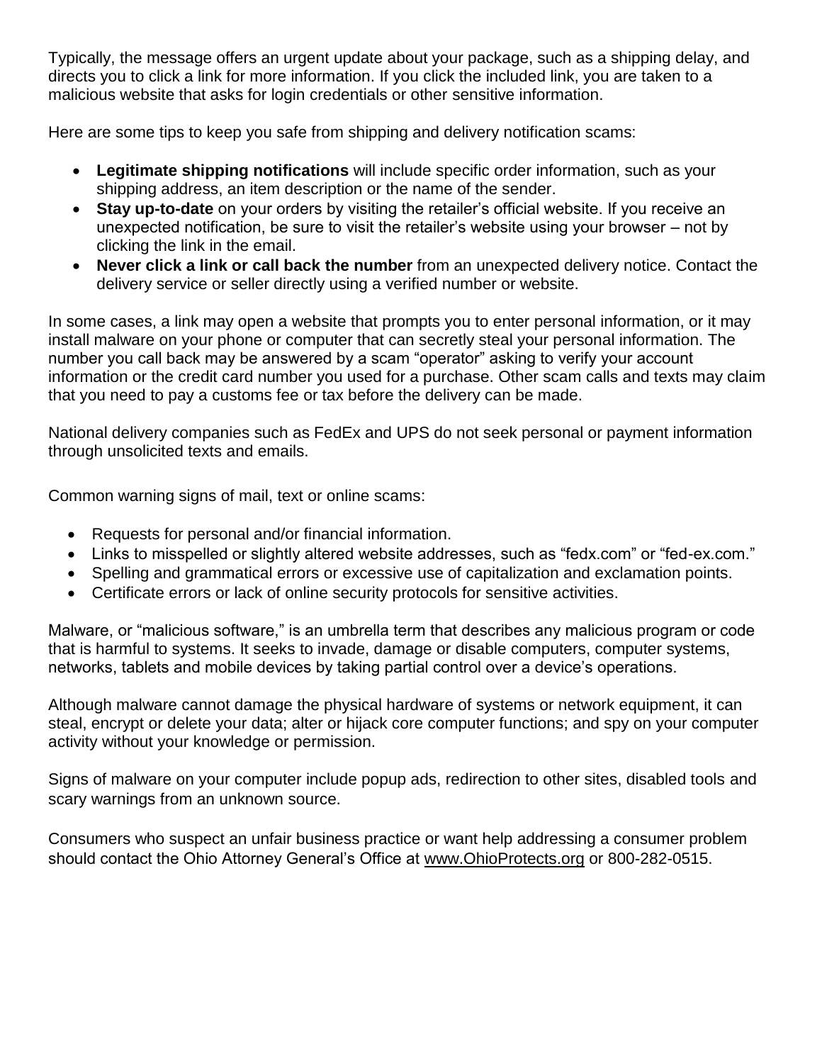Typically, the message offers an urgent update about your package, such as a shipping delay, and directs you to click a link for more information. If you click the included link, you are taken to a malicious website that asks for login credentials or other sensitive information.

Here are some tips to keep you safe from shipping and delivery notification scams:

- **Legitimate shipping notifications** will include specific order information, such as your shipping address, an item description or the name of the sender.
- **Stay up-to-date** on your orders by visiting the retailer's official website. If you receive an unexpected notification, be sure to visit the retailer's website using your browser – not by clicking the link in the email.
- **Never click a link or call back the number** from an unexpected delivery notice. Contact the delivery service or seller directly using a verified number or website.

In some cases, a link may open a website that prompts you to enter personal information, or it may install malware on your phone or computer that can secretly steal your personal information. The number you call back may be answered by a scam "operator" asking to verify your account information or the credit card number you used for a purchase. Other scam calls and texts may claim that you need to pay a customs fee or tax before the delivery can be made.

National delivery companies such as FedEx and UPS do not seek personal or payment information through unsolicited texts and emails.

Common warning signs of mail, text or online scams:

- Requests for personal and/or financial information.
- Links to misspelled or slightly altered website addresses, such as "fedx.com" or "fed-ex.com."
- Spelling and grammatical errors or excessive use of capitalization and exclamation points.
- Certificate errors or lack of online security protocols for sensitive activities.

Malware, or "malicious software," is an umbrella term that describes any malicious program or code that is harmful to systems. It seeks to invade, damage or disable computers, computer systems, networks, tablets and mobile devices by taking partial control over a device's operations.

Although malware cannot damage the physical hardware of systems or network equipment, it can steal, encrypt or delete your data; alter or hijack core computer functions; and spy on your computer activity without your knowledge or permission.

Signs of malware on your computer include popup ads, redirection to other sites, disabled tools and scary warnings from an unknown source.

Consumers who suspect an unfair business practice or want help addressing a consumer problem should contact the Ohio Attorney General's Office at www.OhioProtects.org or 800-282-0515.